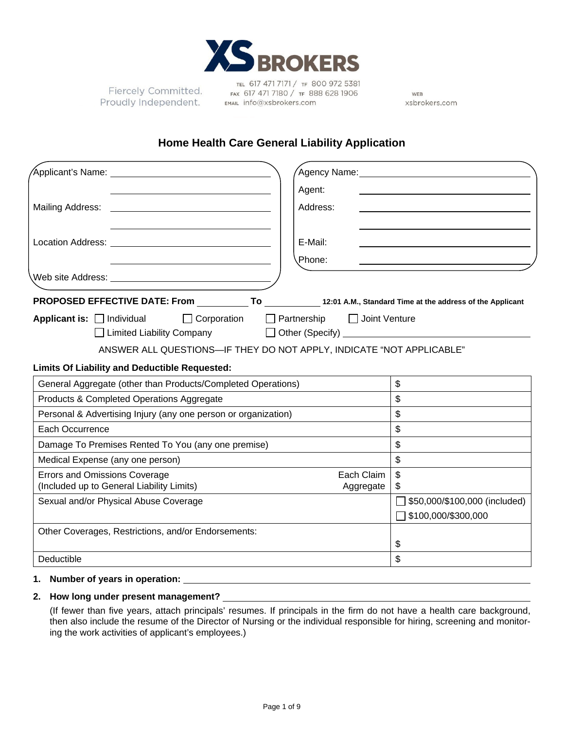XS BROKERS

Fiercely Committed. Proudly Independent.

TEL 617 471 7171 / TF 800 972 5381
FAX 617 471 7180 / TF 888 628 1906
EMAIL info@xsbrokers.com

WEB xsbrokers.com

# Home Health Care General Liability Application

Applicant's Name: ______________________

______________________

Mailing Address: ______________________

______________________

Location Address: ______________________

______________________

Web site Address: ______________________

Agency Name: ______________________

Agent: ______________________

Address: ______________________

______________________

E-Mail: ______________________

Phone: ______________________

**PROPOSED EFFECTIVE DATE: From** __________ **To** __________ **12:01 A.M., Standard Time at the address of the Applicant**

**Applicant is:** ☐ Individual ☐ Corporation ☐ Partnership ☐ Joint Venture ☐ Limited Liability Company ☐ Other (Specify) ______________________

ANSWER ALL QUESTIONS—IF THEY DO NOT APPLY, INDICATE "NOT APPLICABLE"

**Limits Of Liability and Deductible Requested:**

| Coverage | Amount |
|---|---|
| General Aggregate (other than Products/Completed Operations) | $ |
| Products & Completed Operations Aggregate | $ |
| Personal & Advertising Injury (any one person or organization) | $ |
| Each Occurrence | $ |
| Damage To Premises Rented To You (any one premise) | $ |
| Medical Expense (any one person) | $ |
| Errors and Omissions Coverage (Included up to General Liability Limits) — Each Claim / Aggregate | $ / $ |
| Sexual and/or Physical Abuse Coverage | ☐ $50,000/$100,000 (included) ☐ $100,000/$300,000 |
| Other Coverages, Restrictions, and/or Endorsements: | $ |
| Deductible | $ |

1. **Number of years in operation:** ______________________

2. **How long under present management?** ______________________

   (If fewer than five years, attach principals' resumes. If principals in the firm do not have a health care background, then also include the resume of the Director of Nursing or the individual responsible for hiring, screening and monitoring the work activities of applicant's employees.)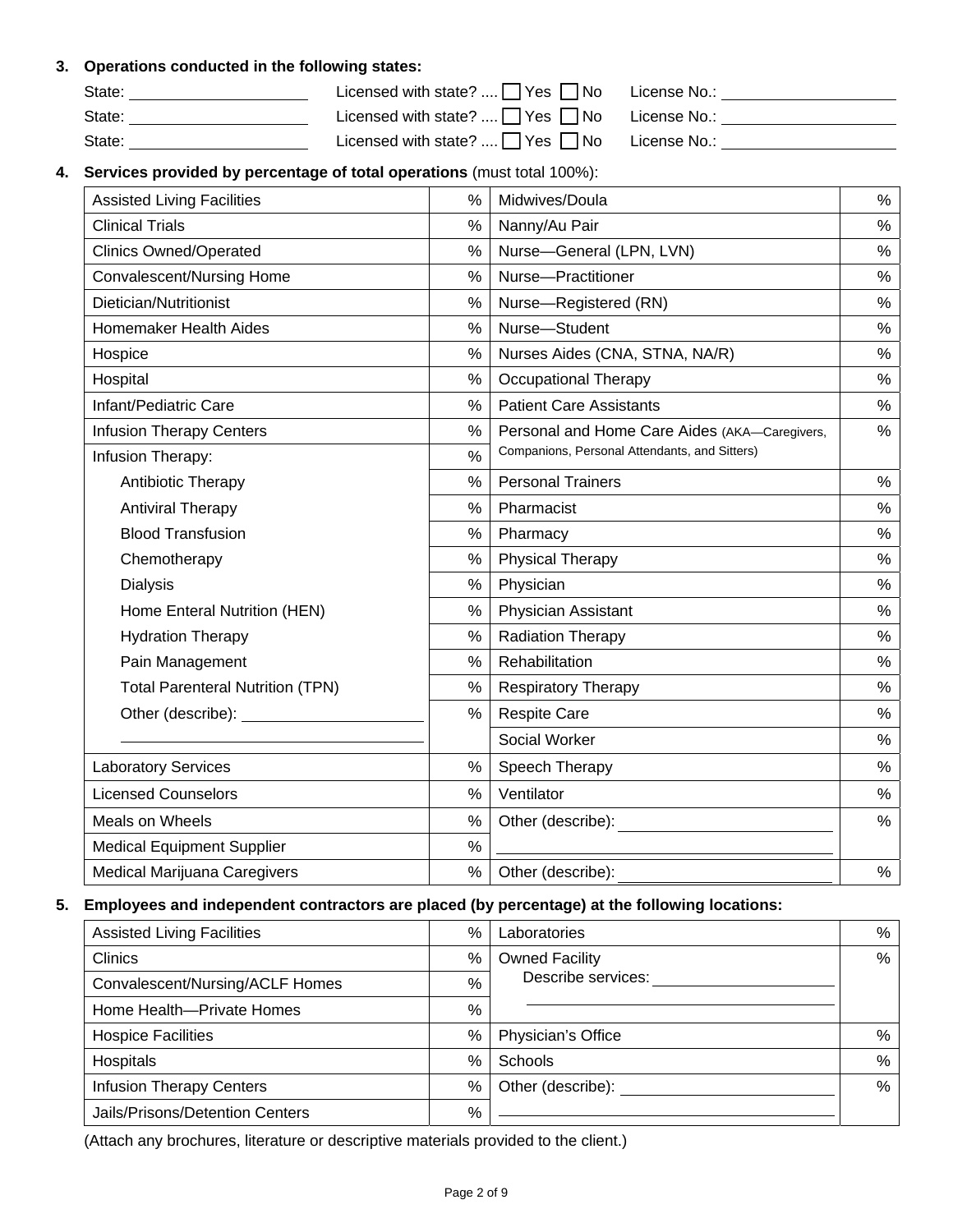**3. Operations conducted in the following states:**

State: ____________________ Licensed with state? .... ☐ Yes ☐ No License No.: ____________________

State: ____________________ Licensed with state? .... ☐ Yes ☐ No License No.: ____________________

State: ____________________ Licensed with state? .... ☐ Yes ☐ No License No.: ____________________

**4. Services provided by percentage of total operations** (must total 100%):

| Service | % | Service | % |
|---|---|---|---|
| Assisted Living Facilities | % | Midwives/Doula | % |
| Clinical Trials | % | Nanny/Au Pair | % |
| Clinics Owned/Operated | % | Nurse—General (LPN, LVN) | % |
| Convalescent/Nursing Home | % | Nurse—Practitioner | % |
| Dietician/Nutritionist | % | Nurse—Registered (RN) | % |
| Homemaker Health Aides | % | Nurse—Student | % |
| Hospice | % | Nurses Aides (CNA, STNA, NA/R) | % |
| Hospital | % | Occupational Therapy | % |
| Infant/Pediatric Care | % | Patient Care Assistants | % |
| Infusion Therapy Centers | % | Personal and Home Care Aides (AKA—Caregivers, Companions, Personal Attendants, and Sitters) | % |
| Infusion Therapy: | % | | |
| Antibiotic Therapy | % | Personal Trainers | % |
| Antiviral Therapy | % | Pharmacist | % |
| Blood Transfusion | % | Pharmacy | % |
| Chemotherapy | % | Physical Therapy | % |
| Dialysis | % | Physician | % |
| Home Enteral Nutrition (HEN) | % | Physician Assistant | % |
| Hydration Therapy | % | Radiation Therapy | % |
| Pain Management | % | Rehabilitation | % |
| Total Parenteral Nutrition (TPN) | % | Respiratory Therapy | % |
| Other (describe): ____________________ | % | Respite Care | % |
| ____________________ | | Social Worker | % |
| Laboratory Services | % | Speech Therapy | % |
| Licensed Counselors | % | Ventilator | % |
| Meals on Wheels | % | Other (describe): ____________________ | % |
| Medical Equipment Supplier | % | ____________________ | |
| Medical Marijuana Caregivers | % | Other (describe): ____________________ | % |

**5. Employees and independent contractors are placed (by percentage) at the following locations:**

| Location | % | Location | % |
|---|---|---|---|
| Assisted Living Facilities | % | Laboratories | % |
| Clinics | % | Owned Facility<br>Describe services: ____________________<br>____________________ | % |
| Convalescent/Nursing/ACLF Homes | % | | |
| Home Health—Private Homes | % | | |
| Hospice Facilities | % | Physician's Office | % |
| Hospitals | % | Schools | % |
| Infusion Therapy Centers | % | Other (describe): ____________________ | % |
| Jails/Prisons/Detention Centers | % | ____________________ | |

(Attach any brochures, literature or descriptive materials provided to the client.)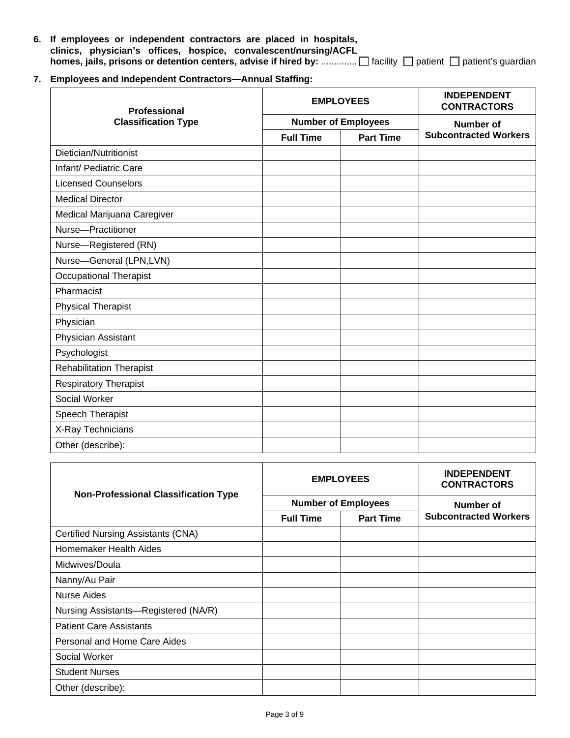6. **If employees or independent contractors are placed in hospitals, clinics, physician's offices, hospice, convalescent/nursing/ACFL homes, jails, prisons or detention centers, advise if hired by:** ............. ☐ facility ☐ patient ☐ patient's guardian

7. **Employees and Independent Contractors—Annual Staffing:**

| **Professional Classification Type** | **EMPLOYEES** | | **INDEPENDENT CONTRACTORS** |
|---|---|---|---|
| | **Number of Employees** | | **Number of Subcontracted Workers** |
| | **Full Time** | **Part Time** | |
| Dietician/Nutritionist | | | |
| Infant/ Pediatric Care | | | |
| Licensed Counselors | | | |
| Medical Director | | | |
| Medical Marijuana Caregiver | | | |
| Nurse—Practitioner | | | |
| Nurse—Registered (RN) | | | |
| Nurse—General (LPN,LVN) | | | |
| Occupational Therapist | | | |
| Pharmacist | | | |
| Physical Therapist | | | |
| Physician | | | |
| Physician Assistant | | | |
| Psychologist | | | |
| Rehabilitation Therapist | | | |
| Respiratory Therapist | | | |
| Social Worker | | | |
| Speech Therapist | | | |
| X-Ray Technicians | | | |
| Other (describe): | | | |

| **Non-Professional Classification Type** | **EMPLOYEES** | | **INDEPENDENT CONTRACTORS** |
|---|---|---|---|
| | **Number of Employees** | | **Number of Subcontracted Workers** |
| | **Full Time** | **Part Time** | |
| Certified Nursing Assistants (CNA) | | | |
| Homemaker Health Aides | | | |
| Midwives/Doula | | | |
| Nanny/Au Pair | | | |
| Nurse Aides | | | |
| Nursing Assistants—Registered (NA/R) | | | |
| Patient Care Assistants | | | |
| Personal and Home Care Aides | | | |
| Social Worker | | | |
| Student Nurses | | | |
| Other (describe): | | | |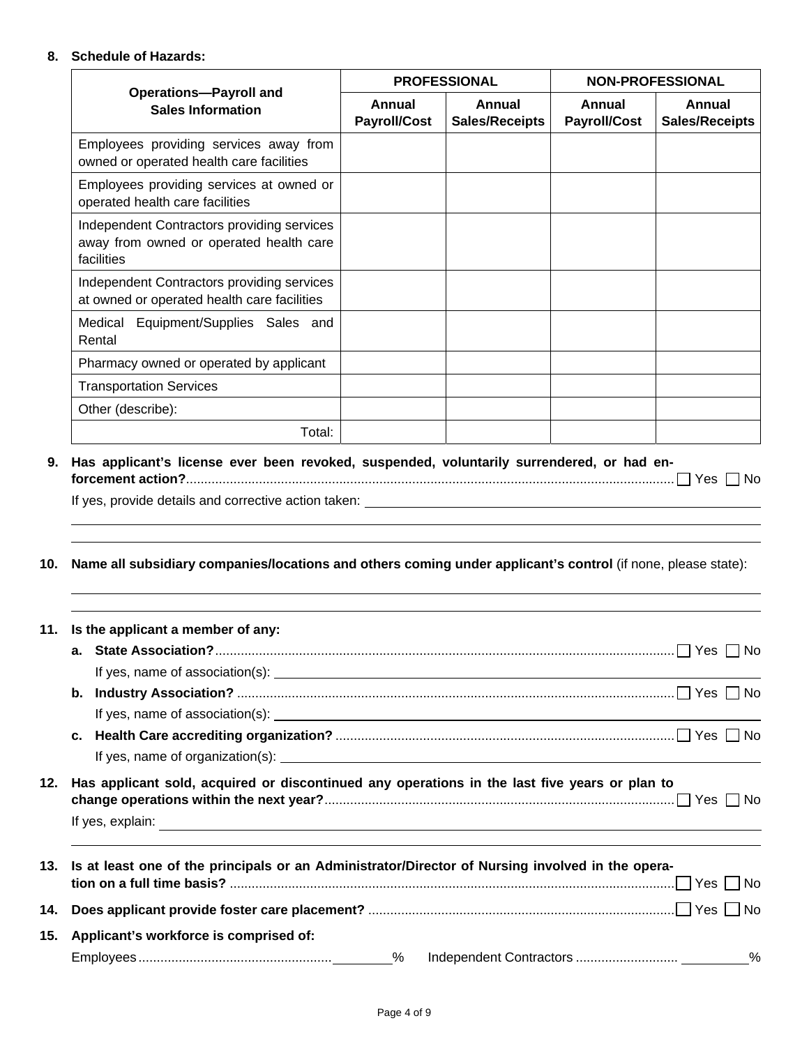**8. Schedule of Hazards:**

| Operations—Payroll and Sales Information | PROFESSIONAL | | NON-PROFESSIONAL | |
|---|---|---|---|---|
| | Annual Payroll/Cost | Annual Sales/Receipts | Annual Payroll/Cost | Annual Sales/Receipts |
| Employees providing services away from owned or operated health care facilities | | | | |
| Employees providing services at owned or operated health care facilities | | | | |
| Independent Contractors providing services away from owned or operated health care facilities | | | | |
| Independent Contractors providing services at owned or operated health care facilities | | | | |
| Medical Equipment/Supplies Sales and Rental | | | | |
| Pharmacy owned or operated by applicant | | | | |
| Transportation Services | | | | |
| Other (describe): | | | | |
| Total: | | | | |

**9. Has applicant's license ever been revoked, suspended, voluntarily surrendered, or had enforcement action?** ☐ Yes ☐ No

If yes, provide details and corrective action taken: ______________________________

______________________________

______________________________

**10. Name all subsidiary companies/locations and others coming under applicant's control** (if none, please state):

______________________________

______________________________

**11. Is the applicant a member of any:**

**a. State Association?** ☐ Yes ☐ No

If yes, name of association(s): ______________________________

**b. Industry Association?** ☐ Yes ☐ No

If yes, name of association(s): ______________________________

**c. Health Care accrediting organization?** ☐ Yes ☐ No

If yes, name of organization(s): ______________________________

**12. Has applicant sold, acquired or discontinued any operations in the last five years or plan to change operations within the next year?** ☐ Yes ☐ No

If yes, explain: ______________________________

______________________________

**13. Is at least one of the principals or an Administrator/Director of Nursing involved in the operation on a full time basis?** ☐ Yes ☐ No

**14. Does applicant provide foster care placement?** ☐ Yes ☐ No

**15. Applicant's workforce is comprised of:**

Employees __________ % Independent Contractors __________ %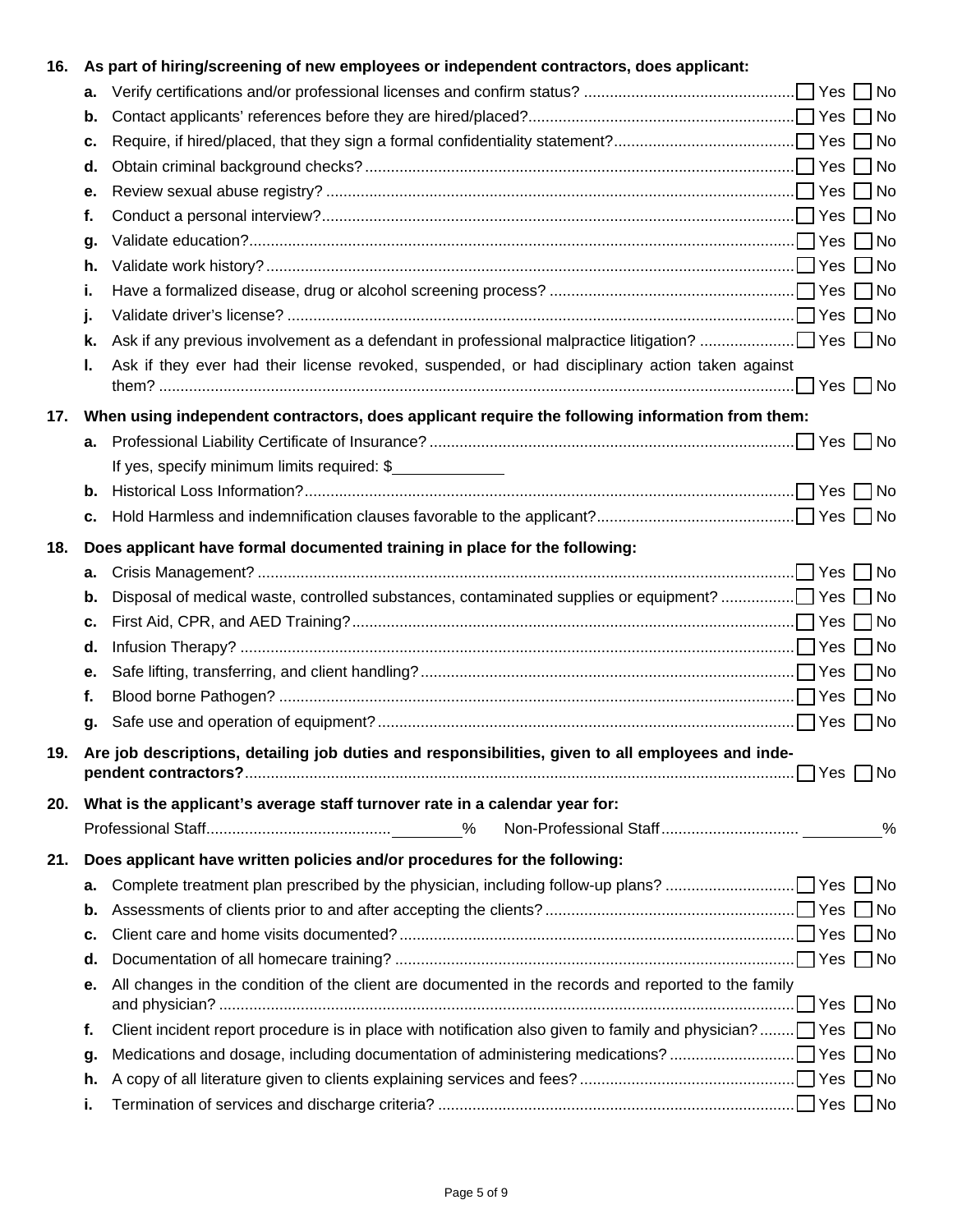**16. As part of hiring/screening of new employees or independent contractors, does applicant:**

- **a.** Verify certifications and/or professional licenses and confirm status? ☐ Yes ☐ No
- **b.** Contact applicants' references before they are hired/placed? ☐ Yes ☐ No
- **c.** Require, if hired/placed, that they sign a formal confidentiality statement? ☐ Yes ☐ No
- **d.** Obtain criminal background checks? ☐ Yes ☐ No
- **e.** Review sexual abuse registry? ☐ Yes ☐ No
- **f.** Conduct a personal interview? ☐ Yes ☐ No
- **g.** Validate education? ☐ Yes ☐ No
- **h.** Validate work history? ☐ Yes ☐ No
- **i.** Have a formalized disease, drug or alcohol screening process? ☐ Yes ☐ No
- **j.** Validate driver's license? ☐ Yes ☐ No
- **k.** Ask if any previous involvement as a defendant in professional malpractice litigation? ☐ Yes ☐ No
- **l.** Ask if they ever had their license revoked, suspended, or had disciplinary action taken against them? ☐ Yes ☐ No

**17. When using independent contractors, does applicant require the following information from them:**

- **a.** Professional Liability Certificate of Insurance? ☐ Yes ☐ No
  If yes, specify minimum limits required: $\_\_\_\_\_\_\_\_\_\_
- **b.** Historical Loss Information? ☐ Yes ☐ No
- **c.** Hold Harmless and indemnification clauses favorable to the applicant? ☐ Yes ☐ No

**18. Does applicant have formal documented training in place for the following:**

- **a.** Crisis Management? ☐ Yes ☐ No
- **b.** Disposal of medical waste, controlled substances, contaminated supplies or equipment? ☐ Yes ☐ No
- **c.** First Aid, CPR, and AED Training? ☐ Yes ☐ No
- **d.** Infusion Therapy? ☐ Yes ☐ No
- **e.** Safe lifting, transferring, and client handling? ☐ Yes ☐ No
- **f.** Blood borne Pathogen? ☐ Yes ☐ No
- **g.** Safe use and operation of equipment? ☐ Yes ☐ No

**19. Are job descriptions, detailing job duties and responsibilities, given to all employees and independent contractors?** ☐ Yes ☐ No

**20. What is the applicant's average staff turnover rate in a calendar year for:**

Professional Staff \_\_\_\_\_\_\_\_% Non-Professional Staff \_\_\_\_\_\_\_\_%

**21. Does applicant have written policies and/or procedures for the following:**

- **a.** Complete treatment plan prescribed by the physician, including follow-up plans? ☐ Yes ☐ No
- **b.** Assessments of clients prior to and after accepting the clients? ☐ Yes ☐ No
- **c.** Client care and home visits documented? ☐ Yes ☐ No
- **d.** Documentation of all homecare training? ☐ Yes ☐ No
- **e.** All changes in the condition of the client are documented in the records and reported to the family and physician? ☐ Yes ☐ No
- **f.** Client incident report procedure is in place with notification also given to family and physician? ☐ Yes ☐ No
- **g.** Medications and dosage, including documentation of administering medications? ☐ Yes ☐ No
- **h.** A copy of all literature given to clients explaining services and fees? ☐ Yes ☐ No
- **i.** Termination of services and discharge criteria? ☐ Yes ☐ No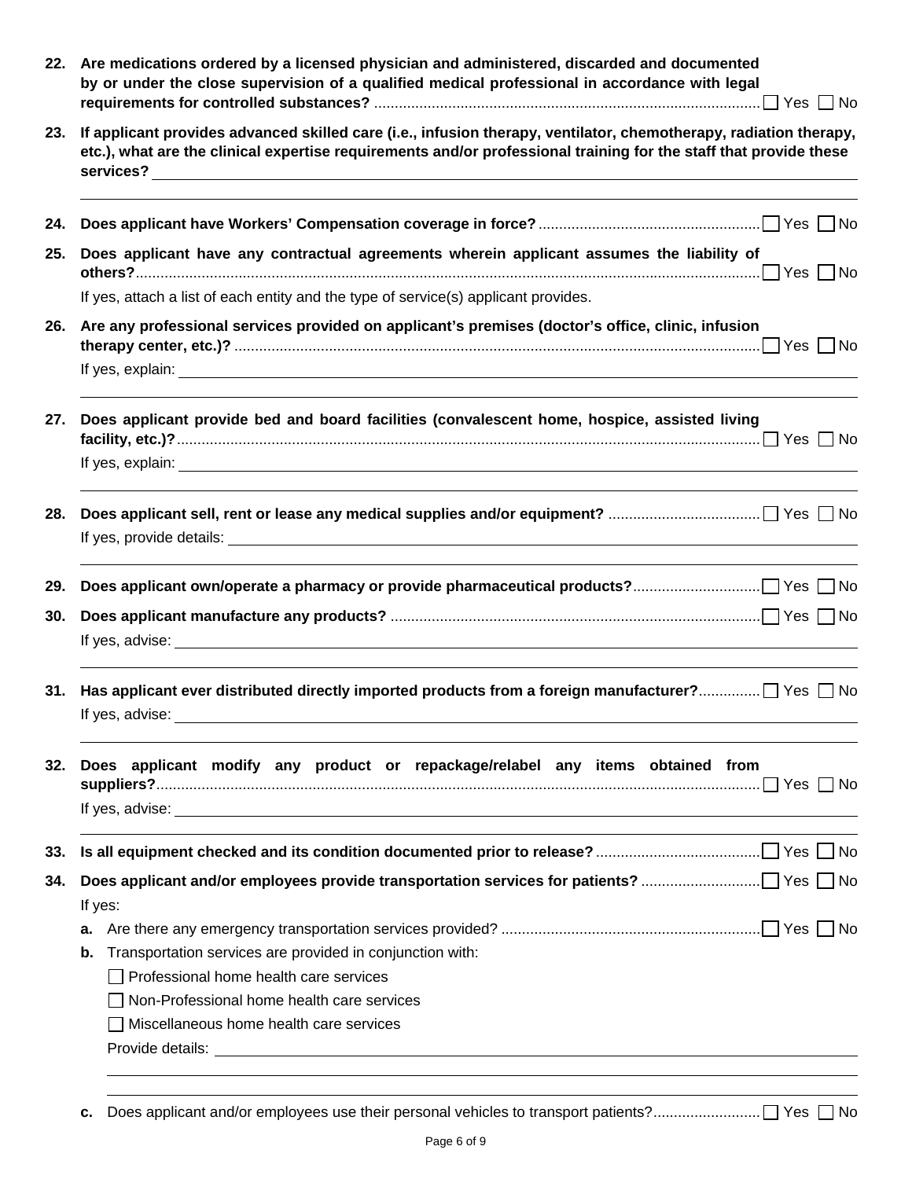**22. Are medications ordered by a licensed physician and administered, discarded and documented by or under the close supervision of a qualified medical professional in accordance with legal requirements for controlled substances?** .................... ☐ Yes ☐ No

**23. If applicant provides advanced skilled care (i.e., infusion therapy, ventilator, chemotherapy, radiation therapy, etc.), what are the clinical expertise requirements and/or professional training for the staff that provide these services?** ____________________

____________________

**24. Does applicant have Workers' Compensation coverage in force?** .................... ☐ Yes ☐ No

**25. Does applicant have any contractual agreements wherein applicant assumes the liability of others?** .................... ☐ Yes ☐ No

If yes, attach a list of each entity and the type of service(s) applicant provides.

**26. Are any professional services provided on applicant's premises (doctor's office, clinic, infusion therapy center, etc.)?** .................... ☐ Yes ☐ No

If yes, explain: ____________________

____________________

**27. Does applicant provide bed and board facilities (convalescent home, hospice, assisted living facility, etc.)?** .................... ☐ Yes ☐ No

If yes, explain: ____________________

____________________

**28. Does applicant sell, rent or lease any medical supplies and/or equipment?** .................... ☐ Yes ☐ No

If yes, provide details: ____________________

____________________

**29. Does applicant own/operate a pharmacy or provide pharmaceutical products?** .................... ☐ Yes ☐ No

**30. Does applicant manufacture any products?** .................... ☐ Yes ☐ No

If yes, advise: ____________________

____________________

**31. Has applicant ever distributed directly imported products from a foreign manufacturer?** .................... ☐ Yes ☐ No

If yes, advise: ____________________

____________________

**32. Does applicant modify any product or repackage/relabel any items obtained from suppliers?** .................... ☐ Yes ☐ No

If yes, advise: ____________________

____________________

**33. Is all equipment checked and its condition documented prior to release?** .................... ☐ Yes ☐ No

**34. Does applicant and/or employees provide transportation services for patients?** .................... ☐ Yes ☐ No

If yes:

**a.** Are there any emergency transportation services provided? .................... ☐ Yes ☐ No

**b.** Transportation services are provided in conjunction with:

☐ Professional home health care services

☐ Non-Professional home health care services

☐ Miscellaneous home health care services

Provide details: ____________________

____________________

____________________

**c.** Does applicant and/or employees use their personal vehicles to transport patients? .................... ☐ Yes ☐ No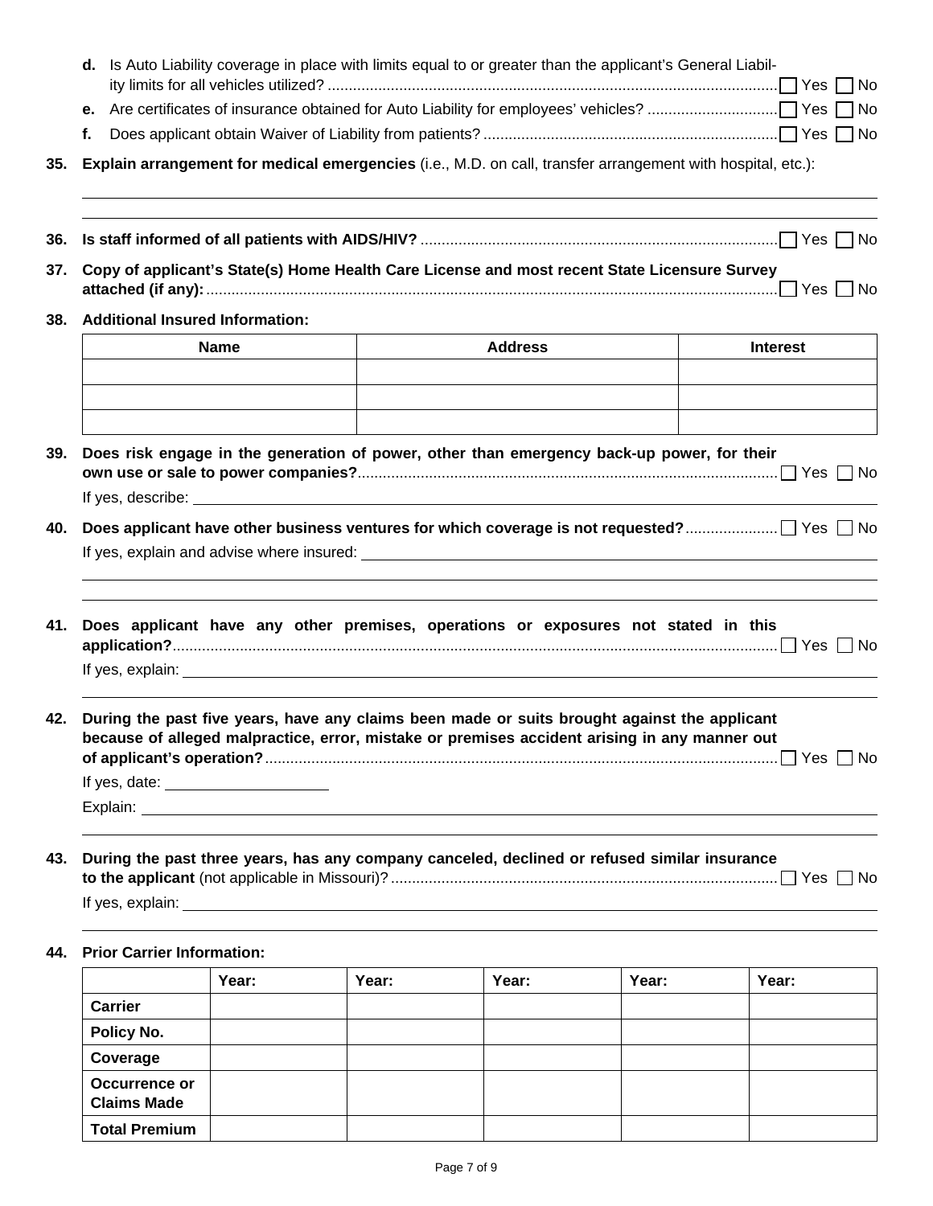**d.** Is Auto Liability coverage in place with limits equal to or greater than the applicant's General Liability limits for all vehicles utilized? ☐ Yes ☐ No

**e.** Are certificates of insurance obtained for Auto Liability for employees' vehicles? ☐ Yes ☐ No

**f.** Does applicant obtain Waiver of Liability from patients? ☐ Yes ☐ No

**35. Explain arrangement for medical emergencies** (i.e., M.D. on call, transfer arrangement with hospital, etc.):

______________________________________________________________________

______________________________________________________________________

**36. Is staff informed of all patients with AIDS/HIV?** ☐ Yes ☐ No

**37. Copy of applicant's State(s) Home Health Care License and most recent State Licensure Survey attached (if any):** ☐ Yes ☐ No

**38. Additional Insured Information:**

| Name | Address | Interest |
|---|---|---|
| | | |
| | | |
| | | |

**39. Does risk engage in the generation of power, other than emergency back-up power, for their own use or sale to power companies?** ☐ Yes ☐ No

If yes, describe: ______________________________________________________________________

**40. Does applicant have other business ventures for which coverage is not requested?** ☐ Yes ☐ No

If yes, explain and advise where insured: ______________________________________________________________________

______________________________________________________________________

______________________________________________________________________

**41. Does applicant have any other premises, operations or exposures not stated in this application?** ☐ Yes ☐ No

If yes, explain: ______________________________________________________________________

______________________________________________________________________

**42. During the past five years, have any claims been made or suits brought against the applicant because of alleged malpractice, error, mistake or premises accident arising in any manner out of applicant's operation?** ☐ Yes ☐ No

If yes, date: ____________________

Explain: ______________________________________________________________________

______________________________________________________________________

**43. During the past three years, has any company canceled, declined or refused similar insurance to the applicant** (not applicable in Missouri)? ☐ Yes ☐ No

If yes, explain: ______________________________________________________________________

______________________________________________________________________

**44. Prior Carrier Information:**

| | Year: | Year: | Year: | Year: | Year: |
|---|---|---|---|---|---|
| **Carrier** | | | | | |
| **Policy No.** | | | | | |
| **Coverage** | | | | | |
| **Occurrence or Claims Made** | | | | | |
| **Total Premium** | | | | | |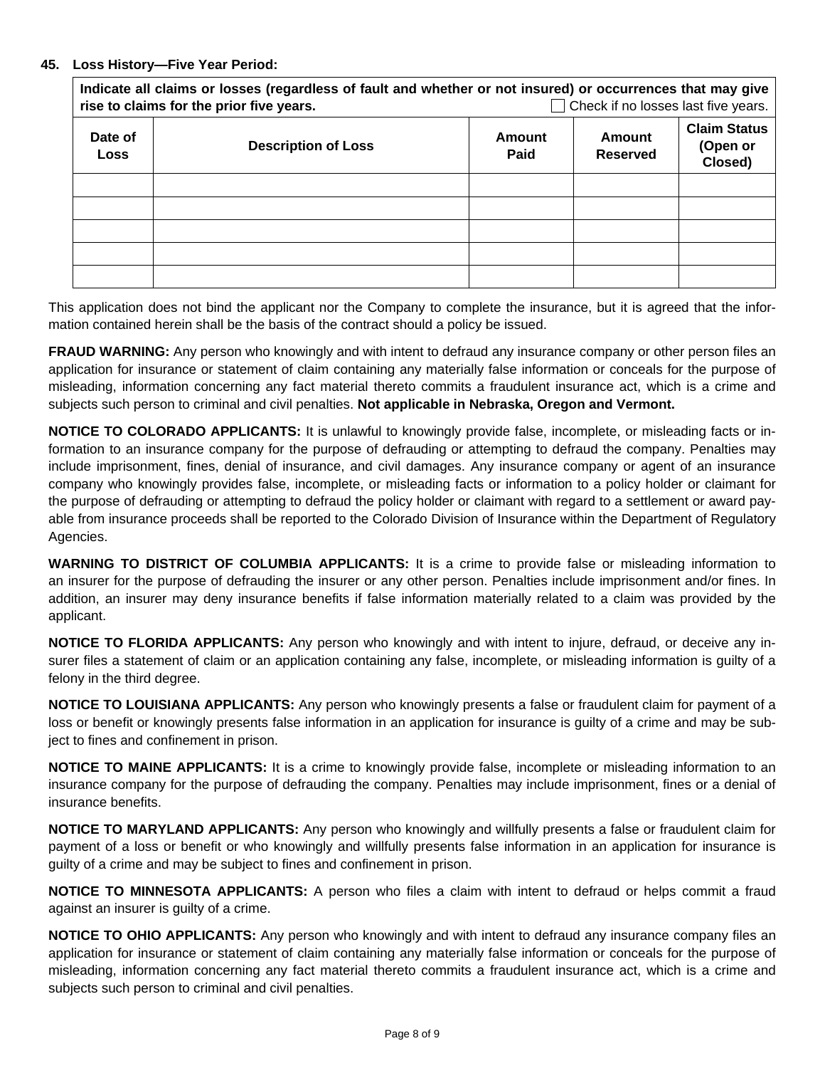**45. Loss History—Five Year Period:**

**Indicate all claims or losses (regardless of fault and whether or not insured) or occurrences that may give rise to claims for the prior five years.** ☐ Check if no losses last five years.

| Date of Loss | Description of Loss | Amount Paid | Amount Reserved | Claim Status (Open or Closed) |
|---|---|---|---|---|
| | | | | |
| | | | | |
| | | | | |
| | | | | |
| | | | | |

This application does not bind the applicant nor the Company to complete the insurance, but it is agreed that the information contained herein shall be the basis of the contract should a policy be issued.

**FRAUD WARNING:** Any person who knowingly and with intent to defraud any insurance company or other person files an application for insurance or statement of claim containing any materially false information or conceals for the purpose of misleading, information concerning any fact material thereto commits a fraudulent insurance act, which is a crime and subjects such person to criminal and civil penalties. **Not applicable in Nebraska, Oregon and Vermont.**

**NOTICE TO COLORADO APPLICANTS:** It is unlawful to knowingly provide false, incomplete, or misleading facts or information to an insurance company for the purpose of defrauding or attempting to defraud the company. Penalties may include imprisonment, fines, denial of insurance, and civil damages. Any insurance company or agent of an insurance company who knowingly provides false, incomplete, or misleading facts or information to a policy holder or claimant for the purpose of defrauding or attempting to defraud the policy holder or claimant with regard to a settlement or award payable from insurance proceeds shall be reported to the Colorado Division of Insurance within the Department of Regulatory Agencies.

**WARNING TO DISTRICT OF COLUMBIA APPLICANTS:** It is a crime to provide false or misleading information to an insurer for the purpose of defrauding the insurer or any other person. Penalties include imprisonment and/or fines. In addition, an insurer may deny insurance benefits if false information materially related to a claim was provided by the applicant.

**NOTICE TO FLORIDA APPLICANTS:** Any person who knowingly and with intent to injure, defraud, or deceive any insurer files a statement of claim or an application containing any false, incomplete, or misleading information is guilty of a felony in the third degree.

**NOTICE TO LOUISIANA APPLICANTS:** Any person who knowingly presents a false or fraudulent claim for payment of a loss or benefit or knowingly presents false information in an application for insurance is guilty of a crime and may be subject to fines and confinement in prison.

**NOTICE TO MAINE APPLICANTS:** It is a crime to knowingly provide false, incomplete or misleading information to an insurance company for the purpose of defrauding the company. Penalties may include imprisonment, fines or a denial of insurance benefits.

**NOTICE TO MARYLAND APPLICANTS:** Any person who knowingly and willfully presents a false or fraudulent claim for payment of a loss or benefit or who knowingly and willfully presents false information in an application for insurance is guilty of a crime and may be subject to fines and confinement in prison.

**NOTICE TO MINNESOTA APPLICANTS:** A person who files a claim with intent to defraud or helps commit a fraud against an insurer is guilty of a crime.

**NOTICE TO OHIO APPLICANTS:** Any person who knowingly and with intent to defraud any insurance company files an application for insurance or statement of claim containing any materially false information or conceals for the purpose of misleading, information concerning any fact material thereto commits a fraudulent insurance act, which is a crime and subjects such person to criminal and civil penalties.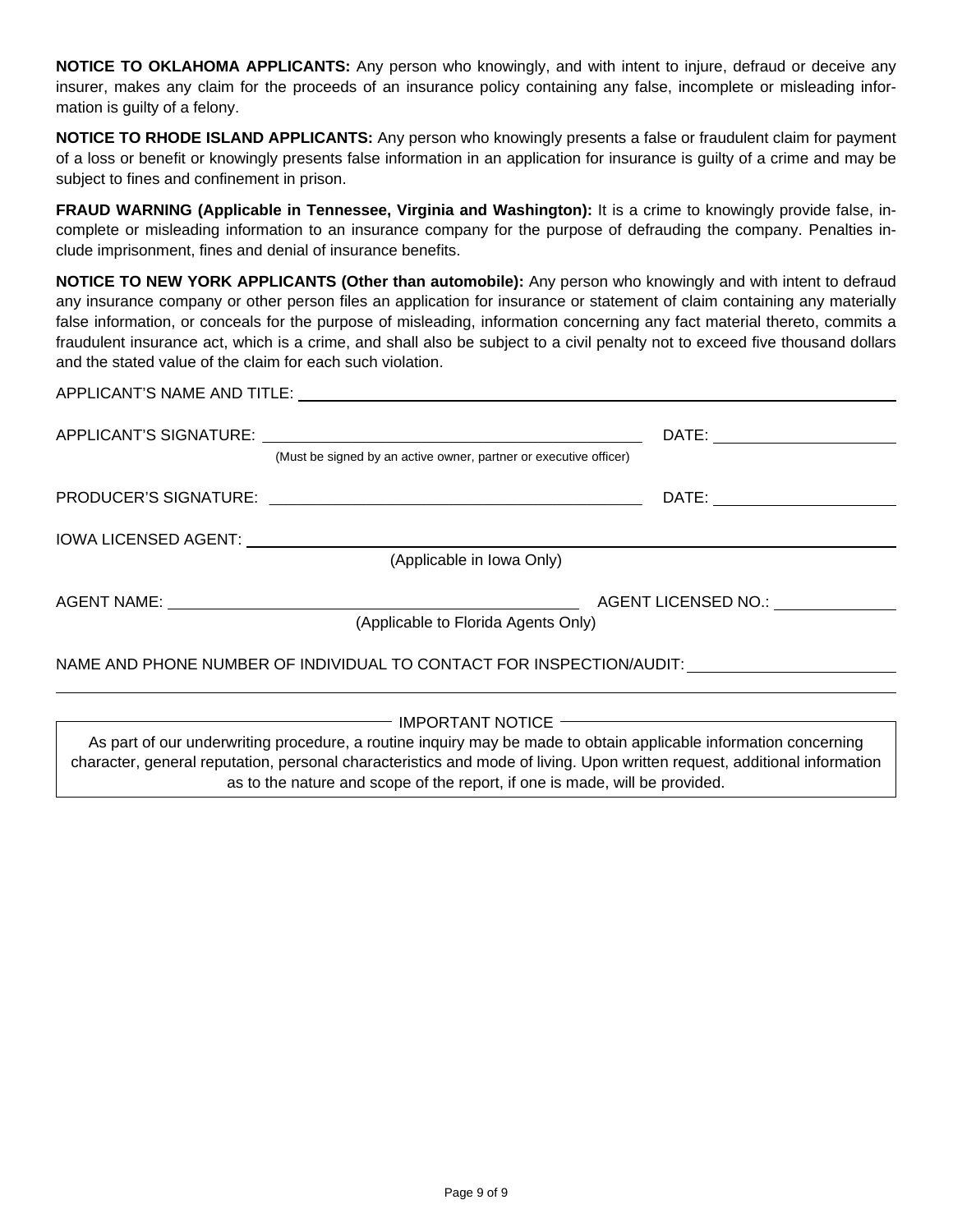**NOTICE TO OKLAHOMA APPLICANTS:** Any person who knowingly, and with intent to injure, defraud or deceive any insurer, makes any claim for the proceeds of an insurance policy containing any false, incomplete or misleading information is guilty of a felony.

**NOTICE TO RHODE ISLAND APPLICANTS:** Any person who knowingly presents a false or fraudulent claim for payment of a loss or benefit or knowingly presents false information in an application for insurance is guilty of a crime and may be subject to fines and confinement in prison.

**FRAUD WARNING (Applicable in Tennessee, Virginia and Washington):** It is a crime to knowingly provide false, incomplete or misleading information to an insurance company for the purpose of defrauding the company. Penalties include imprisonment, fines and denial of insurance benefits.

**NOTICE TO NEW YORK APPLICANTS (Other than automobile):** Any person who knowingly and with intent to defraud any insurance company or other person files an application for insurance or statement of claim containing any materially false information, or conceals for the purpose of misleading, information concerning any fact material thereto, commits a fraudulent insurance act, which is a crime, and shall also be subject to a civil penalty not to exceed five thousand dollars and the stated value of the claim for each such violation.

APPLICANT'S NAME AND TITLE: ______________________________

APPLICANT'S SIGNATURE: ______________________________ DATE: ______________
(Must be signed by an active owner, partner or executive officer)

PRODUCER'S SIGNATURE: ______________________________ DATE: ______________

IOWA LICENSED AGENT: ______________________________
(Applicable in Iowa Only)

AGENT NAME: ______________________________ AGENT LICENSED NO.: ______________
(Applicable to Florida Agents Only)

NAME AND PHONE NUMBER OF INDIVIDUAL TO CONTACT FOR INSPECTION/AUDIT: ______________________________

**IMPORTANT NOTICE**

As part of our underwriting procedure, a routine inquiry may be made to obtain applicable information concerning character, general reputation, personal characteristics and mode of living. Upon written request, additional information as to the nature and scope of the report, if one is made, will be provided.